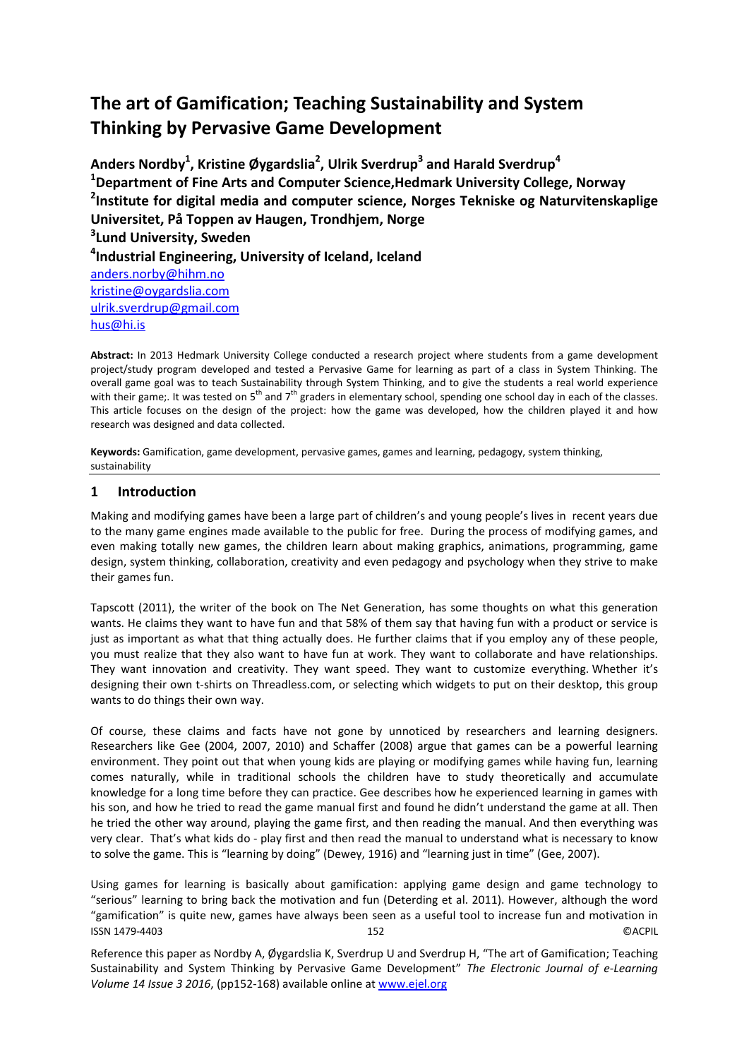# The art of Gamification; Teaching Sustainability and System Thinking by Pervasive Game Development

**Anders Nordby[1], Kristine Øygardslia[2], Ulrik Sverdrup[3] and Harald Sverdrup[4]**
**[1]Department of Fine Arts and Computer Science,Hedmark University College, Norway**
**[2]Institute for digital media and computer science, Norges Tekniske og Naturvitenskaplige Universitet, På Toppen av Haugen, Trondhjem, Norge**
**[3]Lund University, Sweden**
**[4]Industrial Engineering, University of Iceland, Iceland**
anders.norby@hihm.no
kristine@oygardslia.com
ulrik.sverdrup@gmail.com
hus@hi.is

**Abstract:** In 2013 Hedmark University College conducted a research project where students from a game development project/study program developed and tested a Pervasive Game for learning as part of a class in System Thinking. The overall game goal was to teach Sustainability through System Thinking, and to give the students a real world experience with their game;. It was tested on 5th and 7th graders in elementary school, spending one school day in each of the classes. This article focuses on the design of the project: how the game was developed, how the children played it and how research was designed and data collected.

**Keywords:** Gamification, game development, pervasive games, games and learning, pedagogy, system thinking, sustainability

## 1 Introduction

Making and modifying games have been a large part of children's and young people's lives in recent years due to the many game engines made available to the public for free. During the process of modifying games, and even making totally new games, the children learn about making graphics, animations, programming, game design, system thinking, collaboration, creativity and even pedagogy and psychology when they strive to make their games fun.

Tapscott (2011), the writer of the book on The Net Generation, has some thoughts on what this generation wants. He claims they want to have fun and that 58% of them say that having fun with a product or service is just as important as what that thing actually does. He further claims that if you employ any of these people, you must realize that they also want to have fun at work. They want to collaborate and have relationships. They want innovation and creativity. They want speed. They want to customize everything. Whether it's designing their own t-shirts on Threadless.com, or selecting which widgets to put on their desktop, this group wants to do things their own way.

Of course, these claims and facts have not gone by unnoticed by researchers and learning designers. Researchers like Gee (2004, 2007, 2010) and Schaffer (2008) argue that games can be a powerful learning environment. They point out that when young kids are playing or modifying games while having fun, learning comes naturally, while in traditional schools the children have to study theoretically and accumulate knowledge for a long time before they can practice. Gee describes how he experienced learning in games with his son, and how he tried to read the game manual first and found he didn't understand the game at all. Then he tried the other way around, playing the game first, and then reading the manual. And then everything was very clear. That's what kids do - play first and then read the manual to understand what is necessary to know to solve the game. This is "learning by doing" (Dewey, 1916) and "learning just in time" (Gee, 2007).

Using games for learning is basically about gamification: applying game design and game technology to "serious" learning to bring back the motivation and fun (Deterding et al. 2011). However, although the word "gamification" is quite new, games have always been seen as a useful tool to increase fun and motivation in

Reference this paper as Nordby A, Øygardslia K, Sverdrup U and Sverdrup H, "The art of Gamification; Teaching Sustainability and System Thinking by Pervasive Game Development" *The Electronic Journal of e-Learning Volume 14 Issue 3 2016*, (pp152-168) available online at www.ejel.org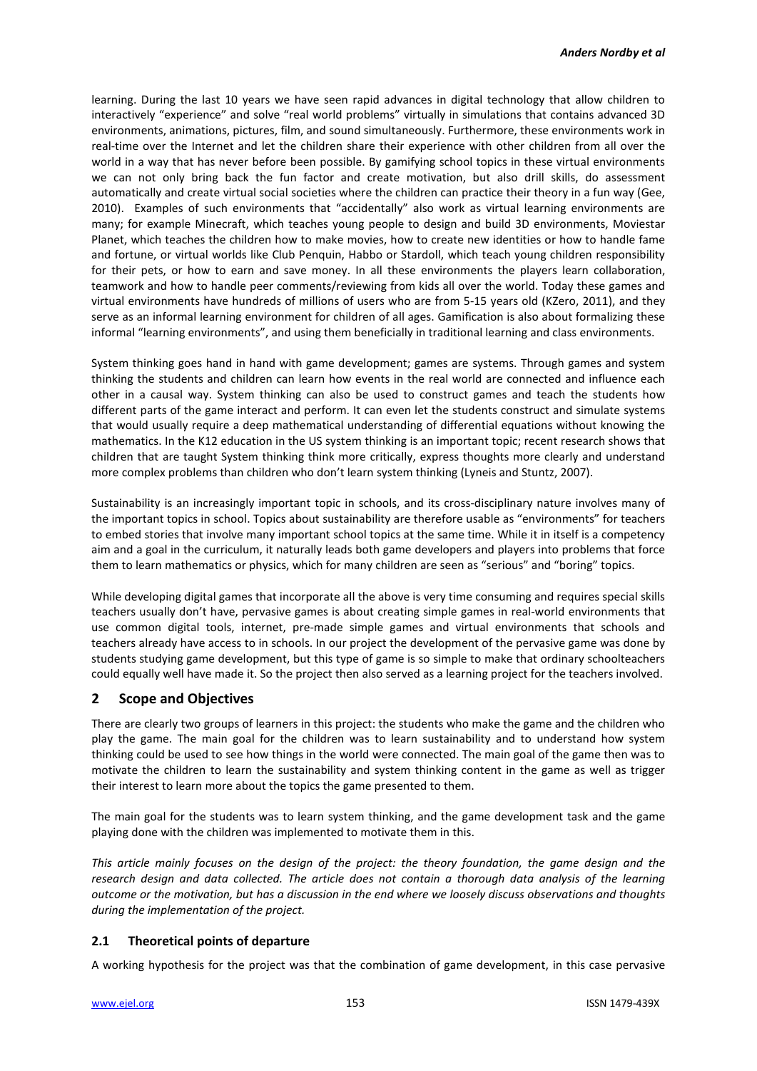learning. During the last 10 years we have seen rapid advances in digital technology that allow children to interactively "experience" and solve "real world problems" virtually in simulations that contains advanced 3D environments, animations, pictures, film, and sound simultaneously. Furthermore, these environments work in real-time over the Internet and let the children share their experience with other children from all over the world in a way that has never before been possible. By gamifying school topics in these virtual environments we can not only bring back the fun factor and create motivation, but also drill skills, do assessment automatically and create virtual social societies where the children can practice their theory in a fun way (Gee, 2010). Examples of such environments that "accidentally" also work as virtual learning environments are many; for example Minecraft, which teaches young people to design and build 3D environments, Moviestar Planet, which teaches the children how to make movies, how to create new identities or how to handle fame and fortune, or virtual worlds like Club Penquin, Habbo or Stardoll, which teach young children responsibility for their pets, or how to earn and save money. In all these environments the players learn collaboration, teamwork and how to handle peer comments/reviewing from kids all over the world. Today these games and virtual environments have hundreds of millions of users who are from 5-15 years old (KZero, 2011), and they serve as an informal learning environment for children of all ages. Gamification is also about formalizing these informal "learning environments", and using them beneficially in traditional learning and class environments.

System thinking goes hand in hand with game development; games are systems. Through games and system thinking the students and children can learn how events in the real world are connected and influence each other in a causal way. System thinking can also be used to construct games and teach the students how different parts of the game interact and perform. It can even let the students construct and simulate systems that would usually require a deep mathematical understanding of differential equations without knowing the mathematics. In the K12 education in the US system thinking is an important topic; recent research shows that children that are taught System thinking think more critically, express thoughts more clearly and understand more complex problems than children who don't learn system thinking (Lyneis and Stuntz, 2007).

Sustainability is an increasingly important topic in schools, and its cross-disciplinary nature involves many of the important topics in school. Topics about sustainability are therefore usable as "environments" for teachers to embed stories that involve many important school topics at the same time. While it in itself is a competency aim and a goal in the curriculum, it naturally leads both game developers and players into problems that force them to learn mathematics or physics, which for many children are seen as "serious" and "boring" topics.

While developing digital games that incorporate all the above is very time consuming and requires special skills teachers usually don't have, pervasive games is about creating simple games in real-world environments that use common digital tools, internet, pre-made simple games and virtual environments that schools and teachers already have access to in schools. In our project the development of the pervasive game was done by students studying game development, but this type of game is so simple to make that ordinary schoolteachers could equally well have made it. So the project then also served as a learning project for the teachers involved.

## 2 Scope and Objectives

There are clearly two groups of learners in this project: the students who make the game and the children who play the game. The main goal for the children was to learn sustainability and to understand how system thinking could be used to see how things in the world were connected. The main goal of the game then was to motivate the children to learn the sustainability and system thinking content in the game as well as trigger their interest to learn more about the topics the game presented to them.

The main goal for the students was to learn system thinking, and the game development task and the game playing done with the children was implemented to motivate them in this.

*This article mainly focuses on the design of the project: the theory foundation, the game design and the research design and data collected. The article does not contain a thorough data analysis of the learning outcome or the motivation, but has a discussion in the end where we loosely discuss observations and thoughts during the implementation of the project.*

### 2.1 Theoretical points of departure

A working hypothesis for the project was that the combination of game development, in this case pervasive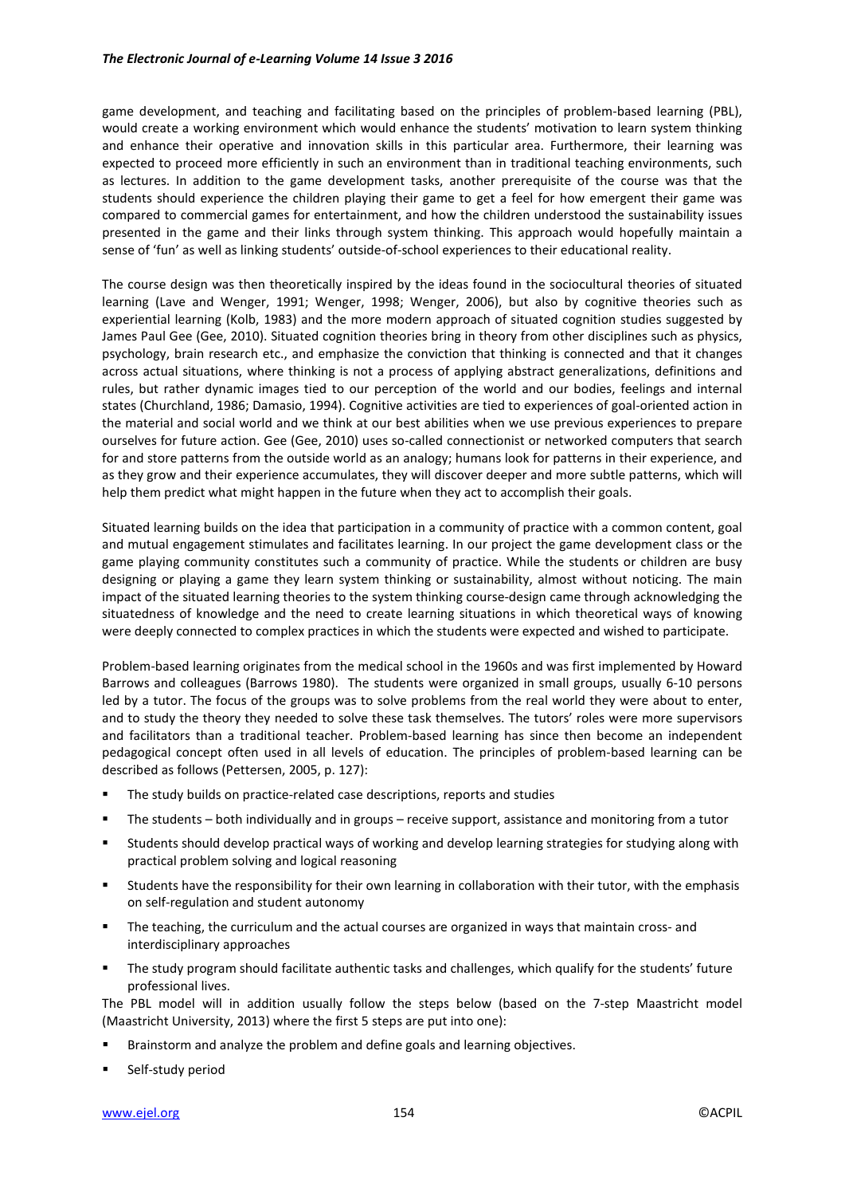game development, and teaching and facilitating based on the principles of problem-based learning (PBL), would create a working environment which would enhance the students' motivation to learn system thinking and enhance their operative and innovation skills in this particular area. Furthermore, their learning was expected to proceed more efficiently in such an environment than in traditional teaching environments, such as lectures. In addition to the game development tasks, another prerequisite of the course was that the students should experience the children playing their game to get a feel for how emergent their game was compared to commercial games for entertainment, and how the children understood the sustainability issues presented in the game and their links through system thinking. This approach would hopefully maintain a sense of 'fun' as well as linking students' outside-of-school experiences to their educational reality.

The course design was then theoretically inspired by the ideas found in the sociocultural theories of situated learning (Lave and Wenger, 1991; Wenger, 1998; Wenger, 2006), but also by cognitive theories such as experiential learning (Kolb, 1983) and the more modern approach of situated cognition studies suggested by James Paul Gee (Gee, 2010). Situated cognition theories bring in theory from other disciplines such as physics, psychology, brain research etc., and emphasize the conviction that thinking is connected and that it changes across actual situations, where thinking is not a process of applying abstract generalizations, definitions and rules, but rather dynamic images tied to our perception of the world and our bodies, feelings and internal states (Churchland, 1986; Damasio, 1994). Cognitive activities are tied to experiences of goal-oriented action in the material and social world and we think at our best abilities when we use previous experiences to prepare ourselves for future action. Gee (Gee, 2010) uses so-called connectionist or networked computers that search for and store patterns from the outside world as an analogy; humans look for patterns in their experience, and as they grow and their experience accumulates, they will discover deeper and more subtle patterns, which will help them predict what might happen in the future when they act to accomplish their goals.

Situated learning builds on the idea that participation in a community of practice with a common content, goal and mutual engagement stimulates and facilitates learning. In our project the game development class or the game playing community constitutes such a community of practice. While the students or children are busy designing or playing a game they learn system thinking or sustainability, almost without noticing. The main impact of the situated learning theories to the system thinking course-design came through acknowledging the situatedness of knowledge and the need to create learning situations in which theoretical ways of knowing were deeply connected to complex practices in which the students were expected and wished to participate.

Problem-based learning originates from the medical school in the 1960s and was first implemented by Howard Barrows and colleagues (Barrows 1980). The students were organized in small groups, usually 6-10 persons led by a tutor. The focus of the groups was to solve problems from the real world they were about to enter, and to study the theory they needed to solve these task themselves. The tutors' roles were more supervisors and facilitators than a traditional teacher. Problem-based learning has since then become an independent pedagogical concept often used in all levels of education. The principles of problem-based learning can be described as follows (Pettersen, 2005, p. 127):

- The study builds on practice-related case descriptions, reports and studies
- The students – both individually and in groups – receive support, assistance and monitoring from a tutor
- Students should develop practical ways of working and develop learning strategies for studying along with practical problem solving and logical reasoning
- Students have the responsibility for their own learning in collaboration with their tutor, with the emphasis on self-regulation and student autonomy
- The teaching, the curriculum and the actual courses are organized in ways that maintain cross- and interdisciplinary approaches
- The study program should facilitate authentic tasks and challenges, which qualify for the students' future professional lives.

The PBL model will in addition usually follow the steps below (based on the 7-step Maastricht model (Maastricht University, 2013) where the first 5 steps are put into one):

- Brainstorm and analyze the problem and define goals and learning objectives.
- Self-study period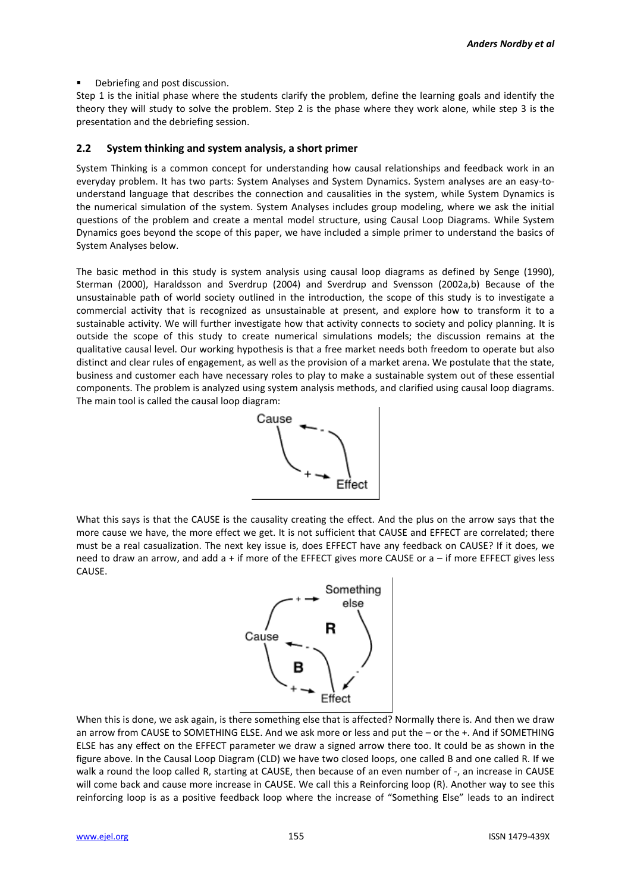- Debriefing and post discussion.

Step 1 is the initial phase where the students clarify the problem, define the learning goals and identify the theory they will study to solve the problem. Step 2 is the phase where they work alone, while step 3 is the presentation and the debriefing session.

## 2.2 System thinking and system analysis, a short primer

System Thinking is a common concept for understanding how causal relationships and feedback work in an everyday problem. It has two parts: System Analyses and System Dynamics. System analyses are an easy-to-understand language that describes the connection and causalities in the system, while System Dynamics is the numerical simulation of the system. System Analyses includes group modeling, where we ask the initial questions of the problem and create a mental model structure, using Causal Loop Diagrams. While System Dynamics goes beyond the scope of this paper, we have included a simple primer to understand the basics of System Analyses below.

The basic method in this study is system analysis using causal loop diagrams as defined by Senge (1990), Sterman (2000), Haraldsson and Sverdrup (2004) and Sverdrup and Svensson (2002a,b) Because of the unsustainable path of world society outlined in the introduction, the scope of this study is to investigate a commercial activity that is recognized as unsustainable at present, and explore how to transform it to a sustainable activity. We will further investigate how that activity connects to society and policy planning. It is outside the scope of this study to create numerical simulations models; the discussion remains at the qualitative causal level. Our working hypothesis is that a free market needs both freedom to operate but also distinct and clear rules of engagement, as well as the provision of a market arena. We postulate that the state, business and customer each have necessary roles to play to make a sustainable system out of these essential components. The problem is analyzed using system analysis methods, and clarified using causal loop diagrams. The main tool is called the causal loop diagram:

What this says is that the CAUSE is the causality creating the effect. And the plus on the arrow says that the more cause we have, the more effect we get. It is not sufficient that CAUSE and EFFECT are correlated; there must be a real casualization. The next key issue is, does EFFECT have any feedback on CAUSE? If it does, we need to draw an arrow, and add a + if more of the EFFECT gives more CAUSE or a – if more EFFECT gives less CAUSE.

When this is done, we ask again, is there something else that is affected? Normally there is. And then we draw an arrow from CAUSE to SOMETHING ELSE. And we ask more or less and put the – or the +. And if SOMETHING ELSE has any effect on the EFFECT parameter we draw a signed arrow there too. It could be as shown in the figure above. In the Causal Loop Diagram (CLD) we have two closed loops, one called B and one called R. If we walk a round the loop called R, starting at CAUSE, then because of an even number of -, an increase in CAUSE will come back and cause more increase in CAUSE. We call this a Reinforcing loop (R). Another way to see this reinforcing loop is as a positive feedback loop where the increase of "Something Else" leads to an indirect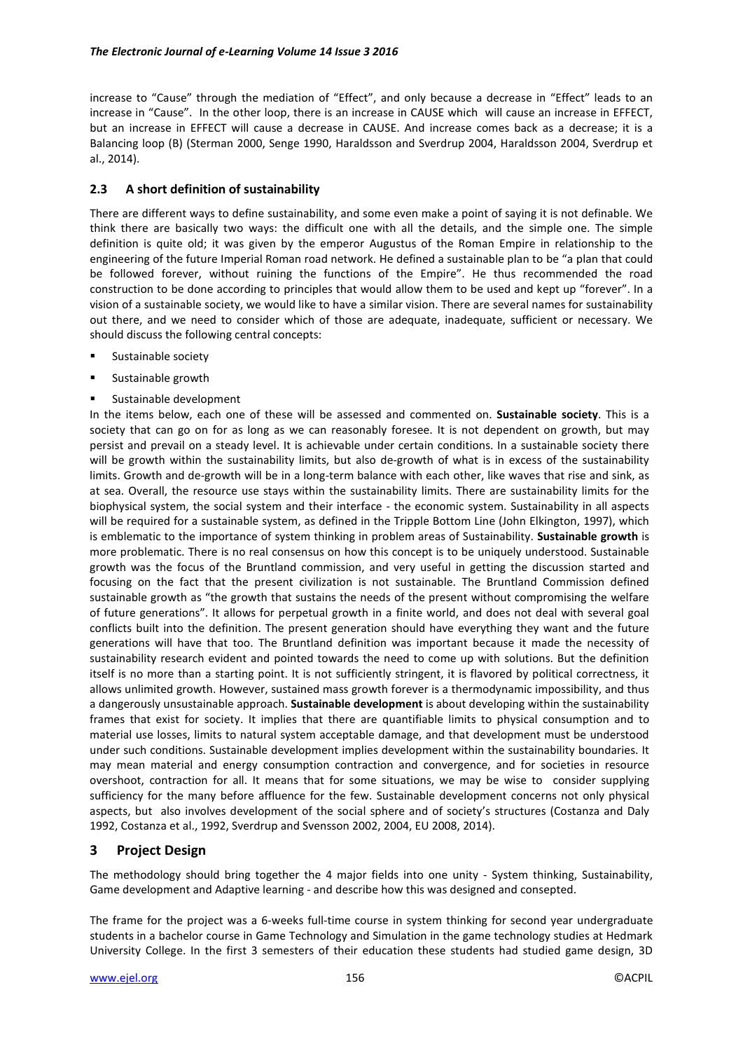increase to "Cause" through the mediation of "Effect", and only because a decrease in "Effect" leads to an increase in "Cause". In the other loop, there is an increase in CAUSE which will cause an increase in EFFECT, but an increase in EFFECT will cause a decrease in CAUSE. And increase comes back as a decrease; it is a Balancing loop (B) (Sterman 2000, Senge 1990, Haraldsson and Sverdrup 2004, Haraldsson 2004, Sverdrup et al., 2014).

### 2.3 A short definition of sustainability

There are different ways to define sustainability, and some even make a point of saying it is not definable. We think there are basically two ways: the difficult one with all the details, and the simple one. The simple definition is quite old; it was given by the emperor Augustus of the Roman Empire in relationship to the engineering of the future Imperial Roman road network. He defined a sustainable plan to be "a plan that could be followed forever, without ruining the functions of the Empire". He thus recommended the road construction to be done according to principles that would allow them to be used and kept up "forever". In a vision of a sustainable society, we would like to have a similar vision. There are several names for sustainability out there, and we need to consider which of those are adequate, inadequate, sufficient or necessary. We should discuss the following central concepts:

- Sustainable society
- Sustainable growth
- Sustainable development

In the items below, each one of these will be assessed and commented on. **Sustainable society**. This is a society that can go on for as long as we can reasonably foresee. It is not dependent on growth, but may persist and prevail on a steady level. It is achievable under certain conditions. In a sustainable society there will be growth within the sustainability limits, but also de-growth of what is in excess of the sustainability limits. Growth and de-growth will be in a long-term balance with each other, like waves that rise and sink, as at sea. Overall, the resource use stays within the sustainability limits. There are sustainability limits for the biophysical system, the social system and their interface - the economic system. Sustainability in all aspects will be required for a sustainable system, as defined in the Tripple Bottom Line (John Elkington, 1997), which is emblematic to the importance of system thinking in problem areas of Sustainability. **Sustainable growth** is more problematic. There is no real consensus on how this concept is to be uniquely understood. Sustainable growth was the focus of the Bruntland commission, and very useful in getting the discussion started and focusing on the fact that the present civilization is not sustainable. The Bruntland Commission defined sustainable growth as "the growth that sustains the needs of the present without compromising the welfare of future generations". It allows for perpetual growth in a finite world, and does not deal with several goal conflicts built into the definition. The present generation should have everything they want and the future generations will have that too. The Bruntland definition was important because it made the necessity of sustainability research evident and pointed towards the need to come up with solutions. But the definition itself is no more than a starting point. It is not sufficiently stringent, it is flavored by political correctness, it allows unlimited growth. However, sustained mass growth forever is a thermodynamic impossibility, and thus a dangerously unsustainable approach. **Sustainable development** is about developing within the sustainability frames that exist for society. It implies that there are quantifiable limits to physical consumption and to material use losses, limits to natural system acceptable damage, and that development must be understood under such conditions. Sustainable development implies development within the sustainability boundaries. It may mean material and energy consumption contraction and convergence, and for societies in resource overshoot, contraction for all. It means that for some situations, we may be wise to consider supplying sufficiency for the many before affluence for the few. Sustainable development concerns not only physical aspects, but also involves development of the social sphere and of society's structures (Costanza and Daly 1992, Costanza et al., 1992, Sverdrup and Svensson 2002, 2004, EU 2008, 2014).

## 3 Project Design

The methodology should bring together the 4 major fields into one unity - System thinking, Sustainability, Game development and Adaptive learning - and describe how this was designed and consepted.

The frame for the project was a 6-weeks full-time course in system thinking for second year undergraduate students in a bachelor course in Game Technology and Simulation in the game technology studies at Hedmark University College. In the first 3 semesters of their education these students had studied game design, 3D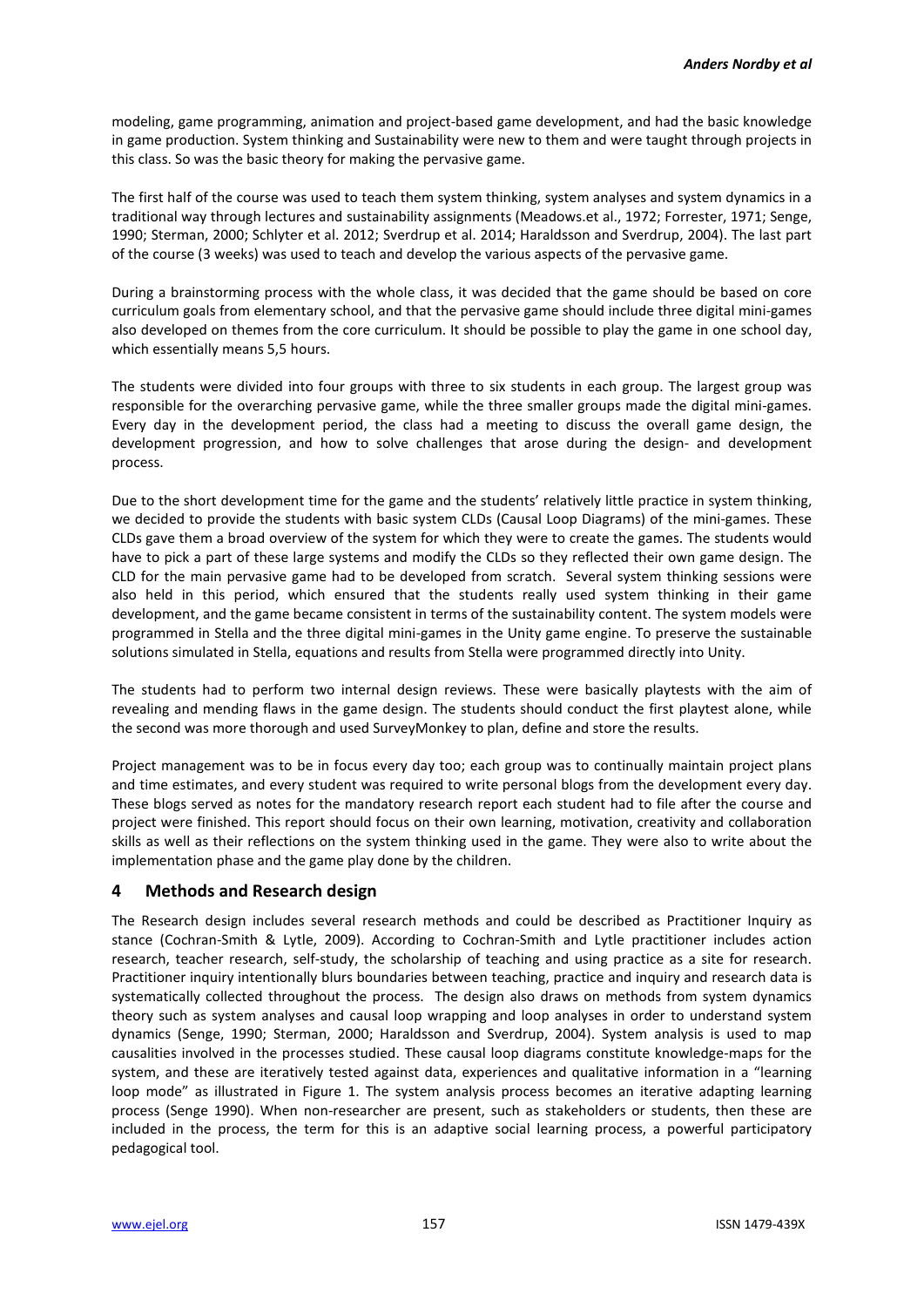modeling, game programming, animation and project-based game development, and had the basic knowledge in game production. System thinking and Sustainability were new to them and were taught through projects in this class. So was the basic theory for making the pervasive game.

The first half of the course was used to teach them system thinking, system analyses and system dynamics in a traditional way through lectures and sustainability assignments (Meadows.et al., 1972; Forrester, 1971; Senge, 1990; Sterman, 2000; Schlyter et al. 2012; Sverdrup et al. 2014; Haraldsson and Sverdrup, 2004). The last part of the course (3 weeks) was used to teach and develop the various aspects of the pervasive game.

During a brainstorming process with the whole class, it was decided that the game should be based on core curriculum goals from elementary school, and that the pervasive game should include three digital mini-games also developed on themes from the core curriculum. It should be possible to play the game in one school day, which essentially means 5,5 hours.

The students were divided into four groups with three to six students in each group. The largest group was responsible for the overarching pervasive game, while the three smaller groups made the digital mini-games. Every day in the development period, the class had a meeting to discuss the overall game design, the development progression, and how to solve challenges that arose during the design- and development process.

Due to the short development time for the game and the students' relatively little practice in system thinking, we decided to provide the students with basic system CLDs (Causal Loop Diagrams) of the mini-games. These CLDs gave them a broad overview of the system for which they were to create the games. The students would have to pick a part of these large systems and modify the CLDs so they reflected their own game design. The CLD for the main pervasive game had to be developed from scratch. Several system thinking sessions were also held in this period, which ensured that the students really used system thinking in their game development, and the game became consistent in terms of the sustainability content. The system models were programmed in Stella and the three digital mini-games in the Unity game engine. To preserve the sustainable solutions simulated in Stella, equations and results from Stella were programmed directly into Unity.

The students had to perform two internal design reviews. These were basically playtests with the aim of revealing and mending flaws in the game design. The students should conduct the first playtest alone, while the second was more thorough and used SurveyMonkey to plan, define and store the results.

Project management was to be in focus every day too; each group was to continually maintain project plans and time estimates, and every student was required to write personal blogs from the development every day. These blogs served as notes for the mandatory research report each student had to file after the course and project were finished. This report should focus on their own learning, motivation, creativity and collaboration skills as well as their reflections on the system thinking used in the game. They were also to write about the implementation phase and the game play done by the children.

## 4 Methods and Research design

The Research design includes several research methods and could be described as Practitioner Inquiry as stance (Cochran-Smith & Lytle, 2009). According to Cochran-Smith and Lytle practitioner includes action research, teacher research, self-study, the scholarship of teaching and using practice as a site for research. Practitioner inquiry intentionally blurs boundaries between teaching, practice and inquiry and research data is systematically collected throughout the process. The design also draws on methods from system dynamics theory such as system analyses and causal loop wrapping and loop analyses in order to understand system dynamics (Senge, 1990; Sterman, 2000; Haraldsson and Sverdrup, 2004). System analysis is used to map causalities involved in the processes studied. These causal loop diagrams constitute knowledge-maps for the system, and these are iteratively tested against data, experiences and qualitative information in a "learning loop mode" as illustrated in Figure 1. The system analysis process becomes an iterative adapting learning process (Senge 1990). When non-researcher are present, such as stakeholders or students, then these are included in the process, the term for this is an adaptive social learning process, a powerful participatory pedagogical tool.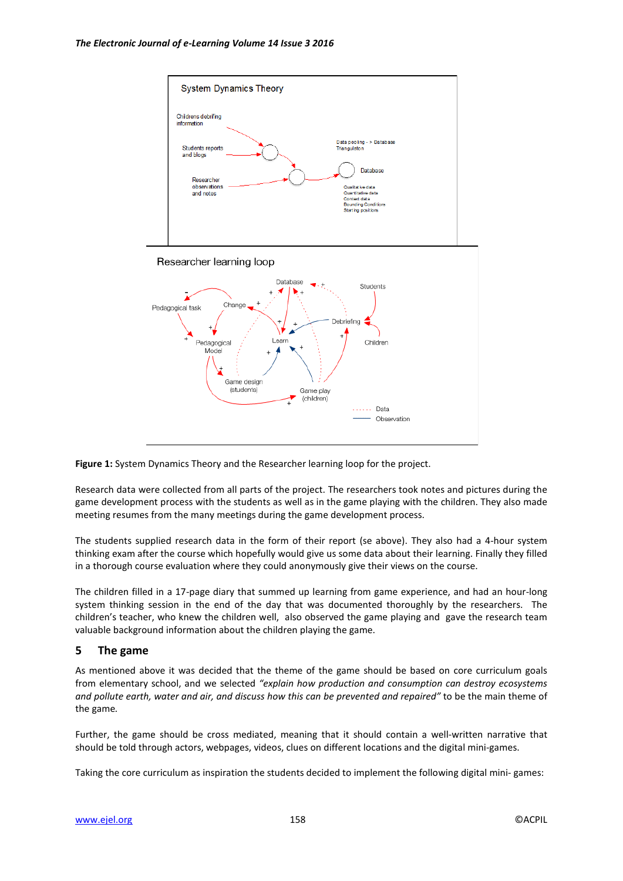**Figure 1:** System Dynamics Theory and the Researcher learning loop for the project.

Research data were collected from all parts of the project. The researchers took notes and pictures during the game development process with the students as well as in the game playing with the children. They also made meeting resumes from the many meetings during the game development process.

The students supplied research data in the form of their report (se above). They also had a 4-hour system thinking exam after the course which hopefully would give us some data about their learning. Finally they filled in a thorough course evaluation where they could anonymously give their views on the course.

The children filled in a 17-page diary that summed up learning from game experience, and had an hour-long system thinking session in the end of the day that was documented thoroughly by the researchers. The children's teacher, who knew the children well, also observed the game playing and gave the research team valuable background information about the children playing the game.

## 5 The game

As mentioned above it was decided that the theme of the game should be based on core curriculum goals from elementary school, and we selected *"explain how production and consumption can destroy ecosystems and pollute earth, water and air, and discuss how this can be prevented and repaired"* to be the main theme of the game.

Further, the game should be cross mediated, meaning that it should contain a well-written narrative that should be told through actors, webpages, videos, clues on different locations and the digital mini-games.

Taking the core curriculum as inspiration the students decided to implement the following digital mini- games: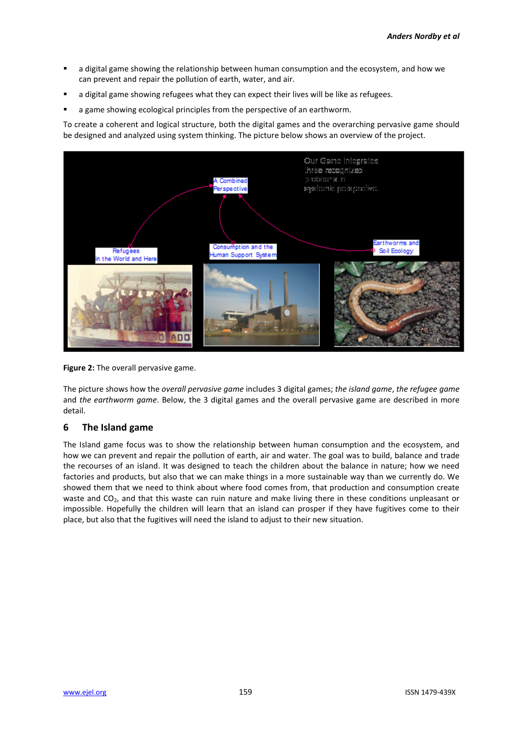- a digital game showing the relationship between human consumption and the ecosystem, and how we can prevent and repair the pollution of earth, water, and air.
- a digital game showing refugees what they can expect their lives will be like as refugees.
- a game showing ecological principles from the perspective of an earthworm.

To create a coherent and logical structure, both the digital games and the overarching pervasive game should be designed and analyzed using system thinking. The picture below shows an overview of the project.

**Figure 2:** The overall pervasive game.

The picture shows how the *overall pervasive game* includes 3 digital games; *the island game*, *the refugee game* and *the earthworm game*. Below, the 3 digital games and the overall pervasive game are described in more detail.

## 6 The Island game

The Island game focus was to show the relationship between human consumption and the ecosystem, and how we can prevent and repair the pollution of earth, air and water. The goal was to build, balance and trade the recourses of an island. It was designed to teach the children about the balance in nature; how we need factories and products, but also that we can make things in a more sustainable way than we currently do. We showed them that we need to think about where food comes from, that production and consumption create waste and $CO_2$, and that this waste can ruin nature and make living there in these conditions unpleasant or impossible. Hopefully the children will learn that an island can prosper if they have fugitives come to their place, but also that the fugitives will need the island to adjust to their new situation.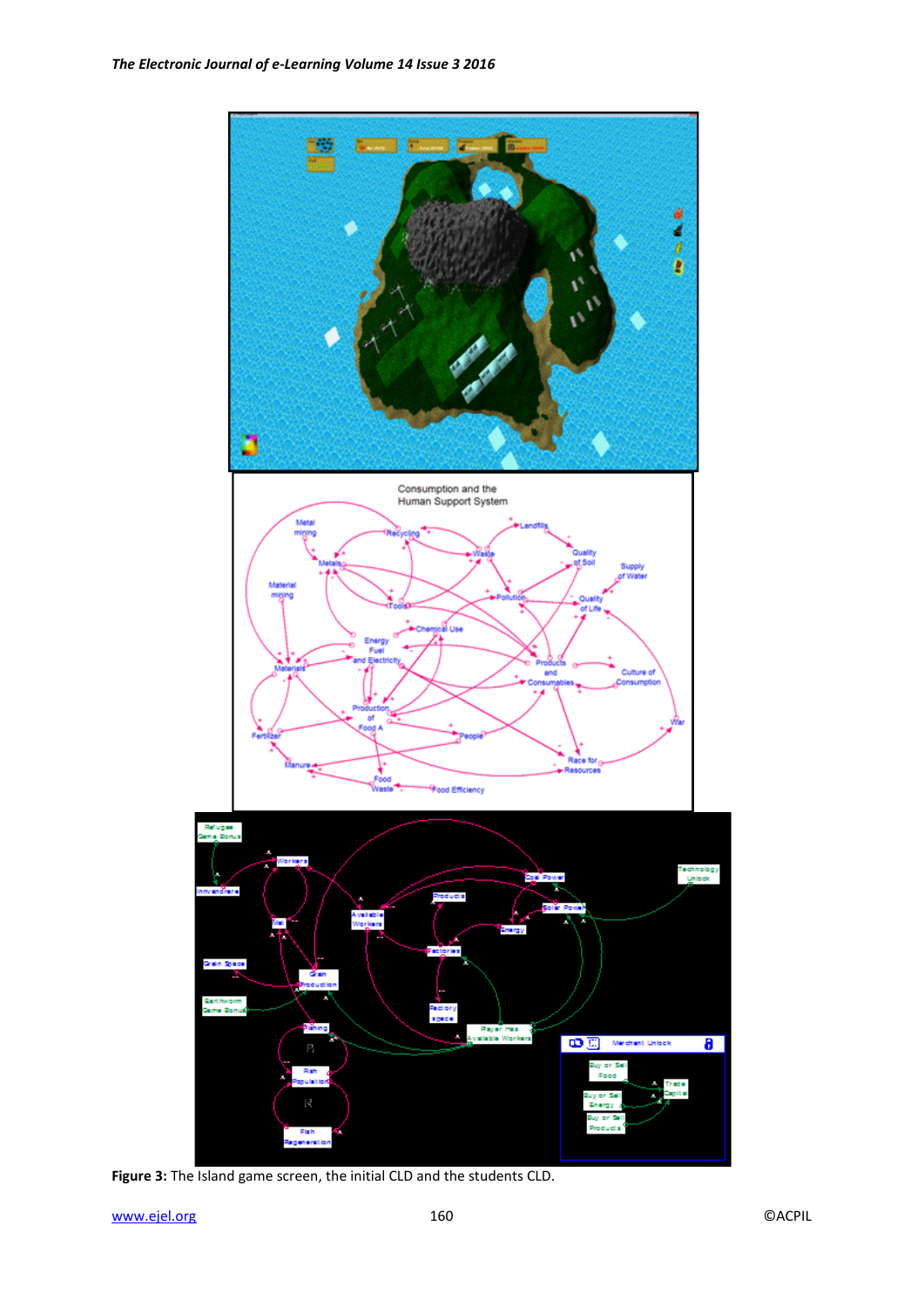Figure 3: The Island game screen, the initial CLD and the students CLD.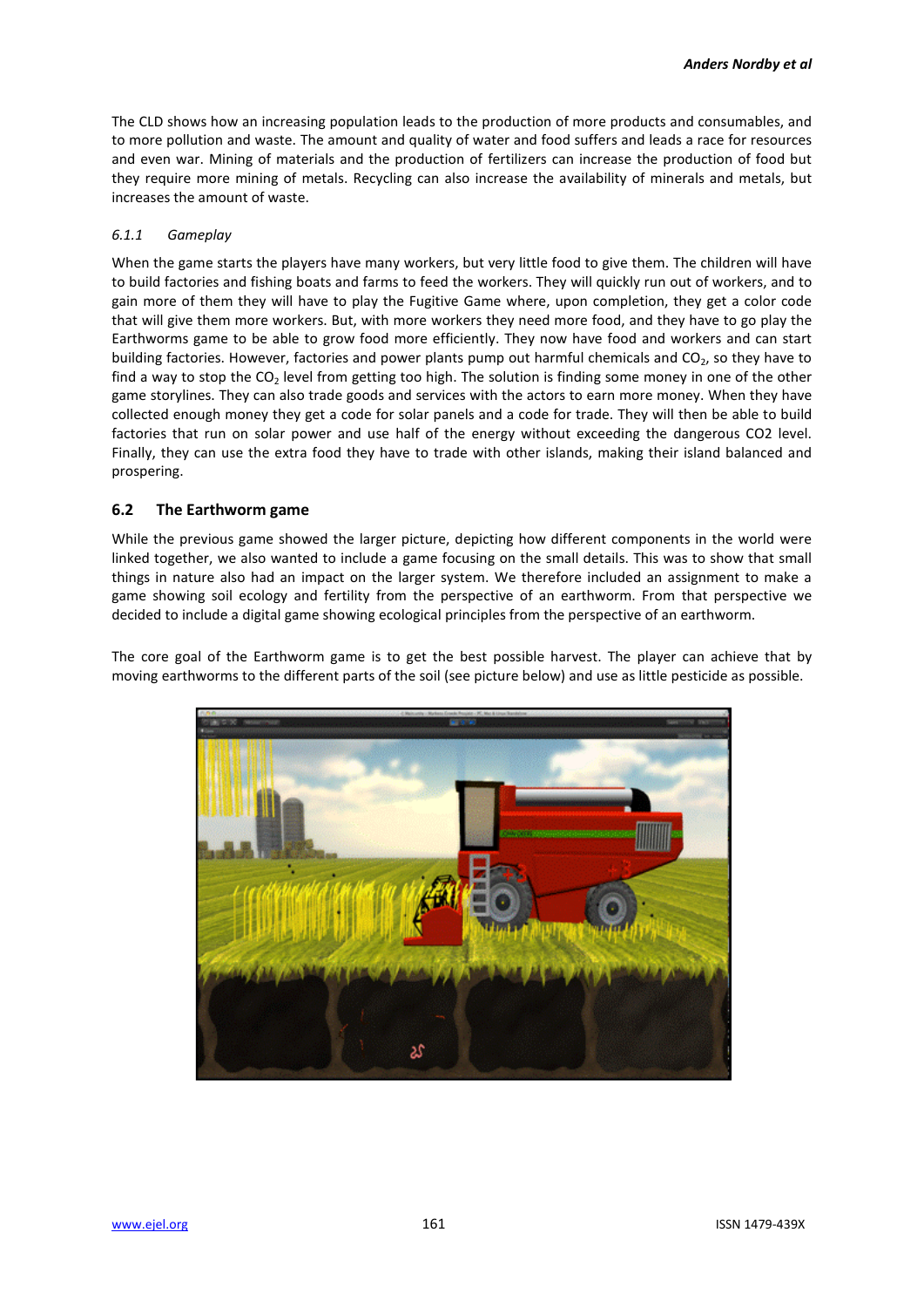The CLD shows how an increasing population leads to the production of more products and consumables, and to more pollution and waste. The amount and quality of water and food suffers and leads a race for resources and even war. Mining of materials and the production of fertilizers can increase the production of food but they require more mining of metals. Recycling can also increase the availability of minerals and metals, but increases the amount of waste.

### *6.1.1 Gameplay*

When the game starts the players have many workers, but very little food to give them. The children will have to build factories and fishing boats and farms to feed the workers. They will quickly run out of workers, and to gain more of them they will have to play the Fugitive Game where, upon completion, they get a color code that will give them more workers. But, with more workers they need more food, and they have to go play the Earthworms game to be able to grow food more efficiently. They now have food and workers and can start building factories. However, factories and power plants pump out harmful chemicals and $CO_2$, so they have to find a way to stop the $CO_2$ level from getting too high. The solution is finding some money in one of the other game storylines. They can also trade goods and services with the actors to earn more money. When they have collected enough money they get a code for solar panels and a code for trade. They will then be able to build factories that run on solar power and use half of the energy without exceeding the dangerous CO2 level. Finally, they can use the extra food they have to trade with other islands, making their island balanced and prospering.

## 6.2 The Earthworm game

While the previous game showed the larger picture, depicting how different components in the world were linked together, we also wanted to include a game focusing on the small details. This was to show that small things in nature also had an impact on the larger system. We therefore included an assignment to make a game showing soil ecology and fertility from the perspective of an earthworm. From that perspective we decided to include a digital game showing ecological principles from the perspective of an earthworm.

The core goal of the Earthworm game is to get the best possible harvest. The player can achieve that by moving earthworms to the different parts of the soil (see picture below) and use as little pesticide as possible.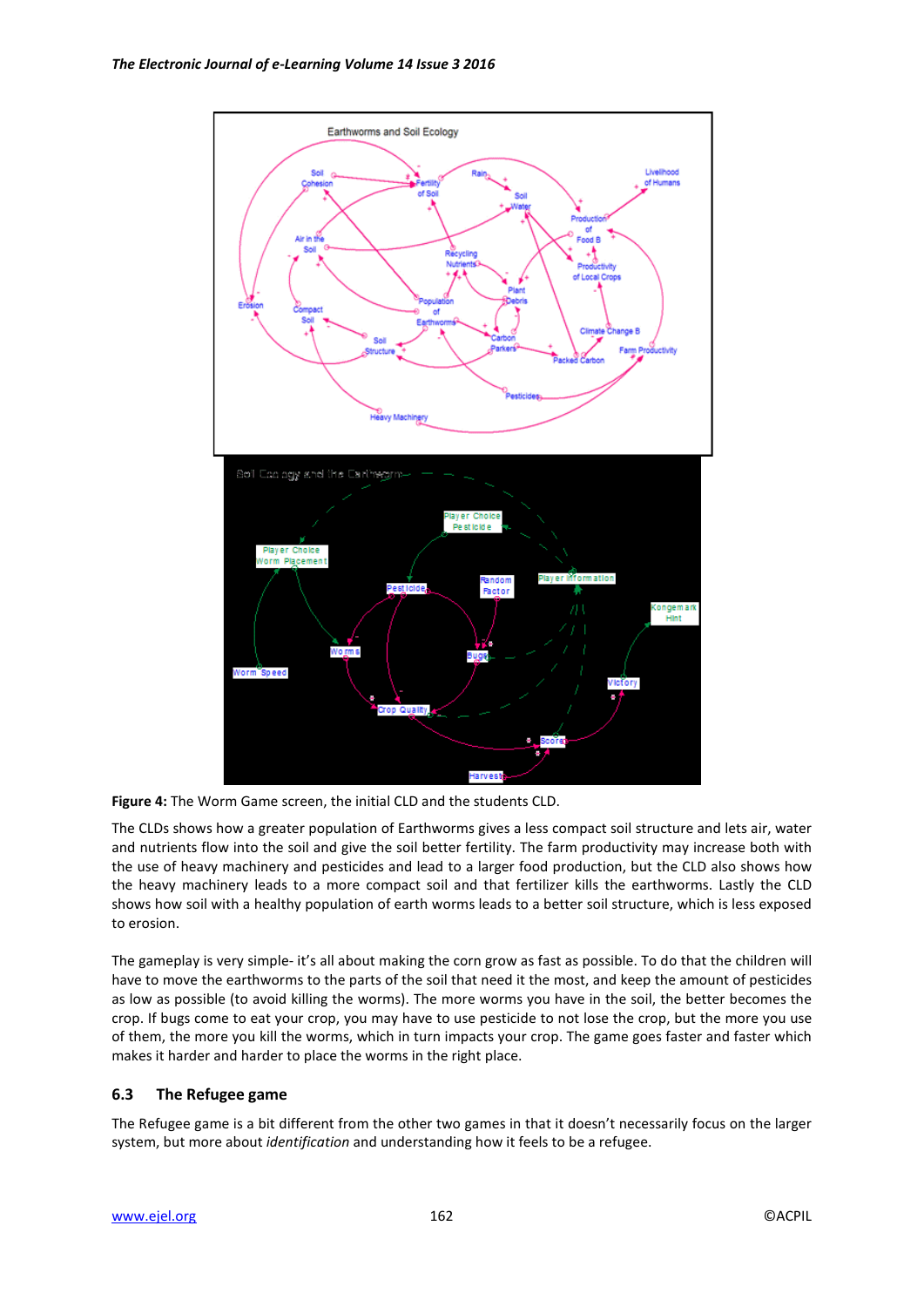**Figure 4:** The Worm Game screen, the initial CLD and the students CLD.

The CLDs shows how a greater population of Earthworms gives a less compact soil structure and lets air, water and nutrients flow into the soil and give the soil better fertility. The farm productivity may increase both with the use of heavy machinery and pesticides and lead to a larger food production, but the CLD also shows how the heavy machinery leads to a more compact soil and that fertilizer kills the earthworms. Lastly the CLD shows how soil with a healthy population of earth worms leads to a better soil structure, which is less exposed to erosion.

The gameplay is very simple- it's all about making the corn grow as fast as possible. To do that the children will have to move the earthworms to the parts of the soil that need it the most, and keep the amount of pesticides as low as possible (to avoid killing the worms). The more worms you have in the soil, the better becomes the crop. If bugs come to eat your crop, you may have to use pesticide to not lose the crop, but the more you use of them, the more you kill the worms, which in turn impacts your crop. The game goes faster and faster which makes it harder and harder to place the worms in the right place.

### 6.3 The Refugee game

The Refugee game is a bit different from the other two games in that it doesn't necessarily focus on the larger system, but more about *identification* and understanding how it feels to be a refugee.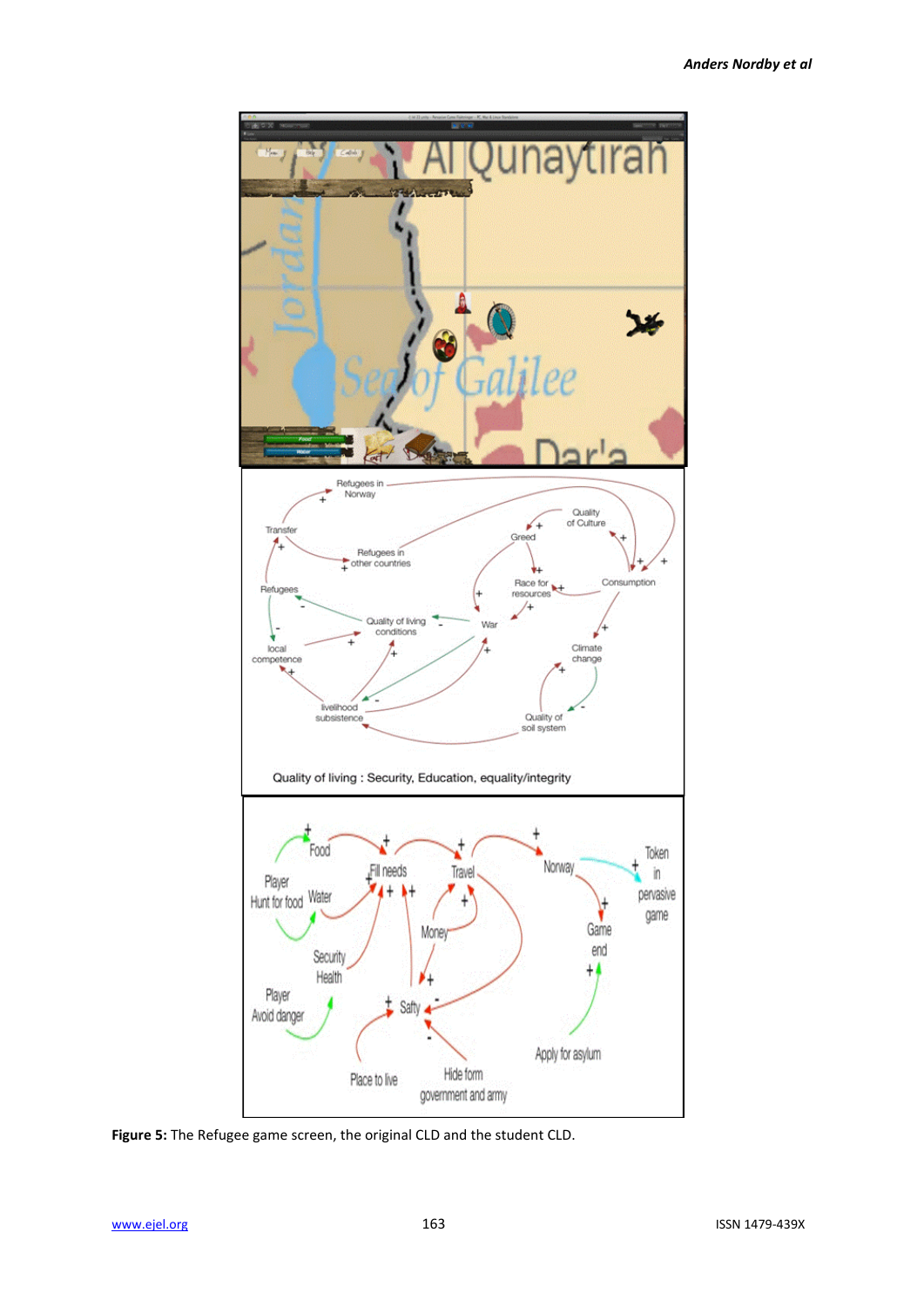**Figure 5:** The Refugee game screen, the original CLD and the student CLD.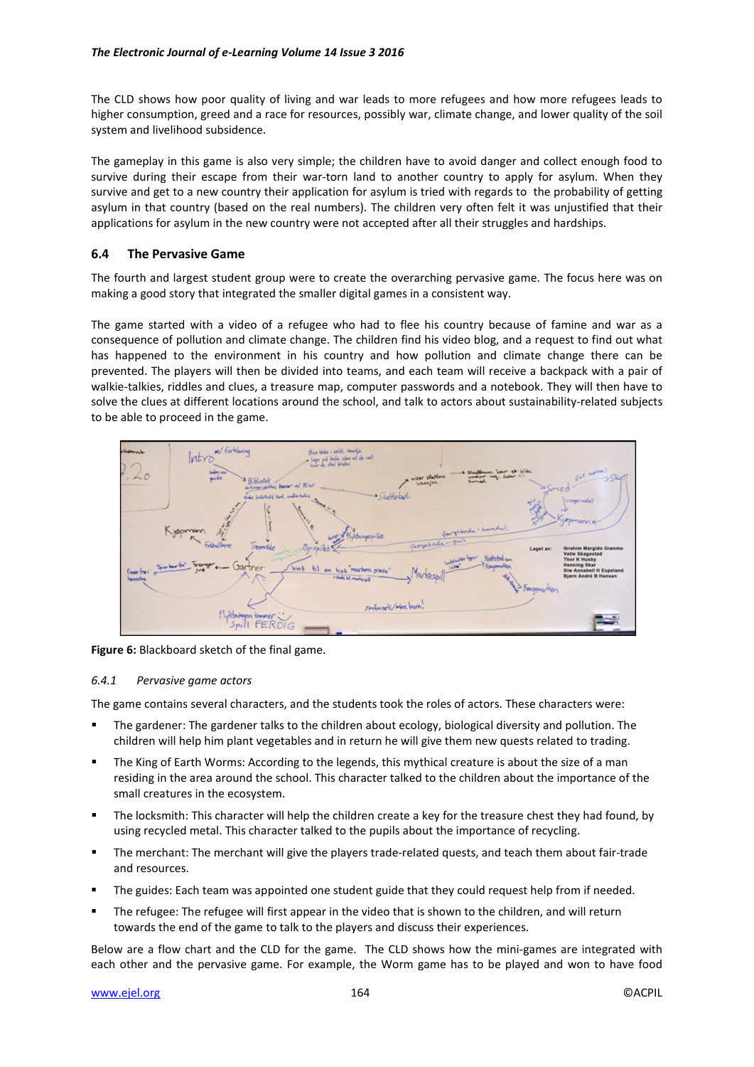The CLD shows how poor quality of living and war leads to more refugees and how more refugees leads to higher consumption, greed and a race for resources, possibly war, climate change, and lower quality of the soil system and livelihood subsidence.

The gameplay in this game is also very simple; the children have to avoid danger and collect enough food to survive during their escape from their war-torn land to another country to apply for asylum. When they survive and get to a new country their application for asylum is tried with regards to the probability of getting asylum in that country (based on the real numbers). The children very often felt it was unjustified that their applications for asylum in the new country were not accepted after all their struggles and hardships.

### 6.4 The Pervasive Game

The fourth and largest student group were to create the overarching pervasive game. The focus here was on making a good story that integrated the smaller digital games in a consistent way.

The game started with a video of a refugee who had to flee his country because of famine and war as a consequence of pollution and climate change. The children find his video blog, and a request to find out what has happened to the environment in his country and how pollution and climate change there can be prevented. The players will then be divided into teams, and each team will receive a backpack with a pair of walkie-talkies, riddles and clues, a treasure map, computer passwords and a notebook. They will then have to solve the clues at different locations around the school, and talk to actors about sustainability-related subjects to be able to proceed in the game.

**Figure 6:** Blackboard sketch of the final game.

#### *6.4.1 Pervasive game actors*

The game contains several characters, and the students took the roles of actors. These characters were:

- The gardener: The gardener talks to the children about ecology, biological diversity and pollution. The children will help him plant vegetables and in return he will give them new quests related to trading.
- The King of Earth Worms: According to the legends, this mythical creature is about the size of a man residing in the area around the school. This character talked to the children about the importance of the small creatures in the ecosystem.
- The locksmith: This character will help the children create a key for the treasure chest they had found, by using recycled metal. This character talked to the pupils about the importance of recycling.
- The merchant: The merchant will give the players trade-related quests, and teach them about fair-trade and resources.
- The guides: Each team was appointed one student guide that they could request help from if needed.
- The refugee: The refugee will first appear in the video that is shown to the children, and will return towards the end of the game to talk to the players and discuss their experiences.

Below are a flow chart and the CLD for the game. The CLD shows how the mini-games are integrated with each other and the pervasive game. For example, the Worm game has to be played and won to have food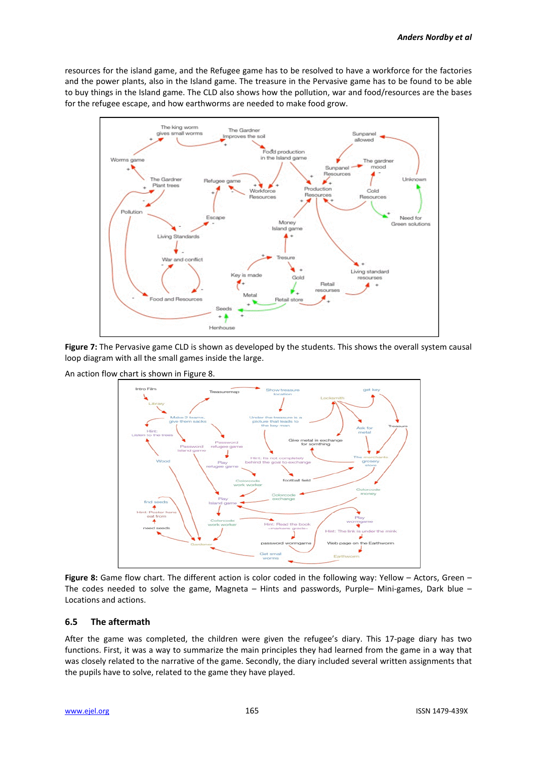resources for the island game, and the Refugee game has to be resolved to have a workforce for the factories and the power plants, also in the Island game. The treasure in the Pervasive game has to be found to be able to buy things in the Island game. The CLD also shows how the pollution, war and food/resources are the bases for the refugee escape, and how earthworms are needed to make food grow.

**Figure 7:** The Pervasive game CLD is shown as developed by the students. This shows the overall system causal loop diagram with all the small games inside the large.

An action flow chart is shown in Figure 8.

**Figure 8:** Game flow chart. The different action is color coded in the following way: Yellow – Actors, Green – The codes needed to solve the game, Magneta – Hints and passwords, Purple– Mini-games, Dark blue – Locations and actions.

### 6.5 The aftermath

After the game was completed, the children were given the refugee's diary. This 17-page diary has two functions. First, it was a way to summarize the main principles they had learned from the game in a way that was closely related to the narrative of the game. Secondly, the diary included several written assignments that the pupils have to solve, related to the game they have played.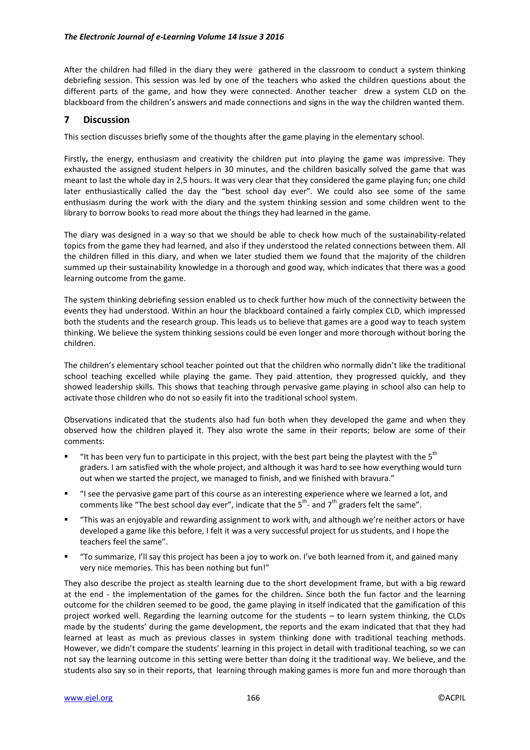After the children had filled in the diary they were gathered in the classroom to conduct a system thinking debriefing session. This session was led by one of the teachers who asked the children questions about the different parts of the game, and how they were connected. Another teacher drew a system CLD on the blackboard from the children's answers and made connections and signs in the way the children wanted them.

## 7 Discussion

This section discusses briefly some of the thoughts after the game playing in the elementary school.

Firstly**,** the energy, enthusiasm and creativity the children put into playing the game was impressive. They exhausted the assigned student helpers in 30 minutes, and the children basically solved the game that was meant to last the whole day in 2,5 hours. It was very clear that they considered the game playing fun; one child later enthusiastically called the day the "best school day ever". We could also see some of the same enthusiasm during the work with the diary and the system thinking session and some children went to the library to borrow books to read more about the things they had learned in the game.

The diary was designed in a way so that we should be able to check how much of the sustainability-related topics from the game they had learned, and also if they understood the related connections between them. All the children filled in this diary, and when we later studied them we found that the majority of the children summed up their sustainability knowledge in a thorough and good way, which indicates that there was a good learning outcome from the game.

The system thinking debriefing session enabled us to check further how much of the connectivity between the events they had understood. Within an hour the blackboard contained a fairly complex CLD, which impressed both the students and the research group. This leads us to believe that games are a good way to teach system thinking. We believe the system thinking sessions could be even longer and more thorough without boring the children.

The children's elementary school teacher pointed out that the children who normally didn't like the traditional school teaching excelled while playing the game. They paid attention, they progressed quickly, and they showed leadership skills. This shows that teaching through pervasive game playing in school also can help to activate those children who do not so easily fit into the traditional school system.

Observations indicated that the students also had fun both when they developed the game and when they observed how the children played it. They also wrote the same in their reports; below are some of their comments:

- "It has been very fun to participate in this project, with the best part being the playtest with the 5th graders. I am satisfied with the whole project, and although it was hard to see how everything would turn out when we started the project, we managed to finish, and we finished with bravura."
- "I see the pervasive game part of this course as an interesting experience where we learned a lot, and comments like "The best school day ever", indicate that the 5th- and 7th graders felt the same".
- "This was an enjoyable and rewarding assignment to work with, and although we're neither actors or have developed a game like this before, I felt it was a very successful project for us students, and I hope the teachers feel the same".
- "To summarize, I'll say this project has been a joy to work on. I've both learned from it, and gained many very nice memories. This has been nothing but fun!"

They also describe the project as stealth learning due to the short development frame, but with a big reward at the end - the implementation of the games for the children. Since both the fun factor and the learning outcome for the children seemed to be good, the game playing in itself indicated that the gamification of this project worked well. Regarding the learning outcome for the students – to learn system thinking, the CLDs made by the students' during the game development, the reports and the exam indicated that that they had learned at least as much as previous classes in system thinking done with traditional teaching methods. However, we didn't compare the students' learning in this project in detail with traditional teaching, so we can not say the learning outcome in this setting were better than doing it the traditional way. We believe, and the students also say so in their reports, that learning through making games is more fun and more thorough than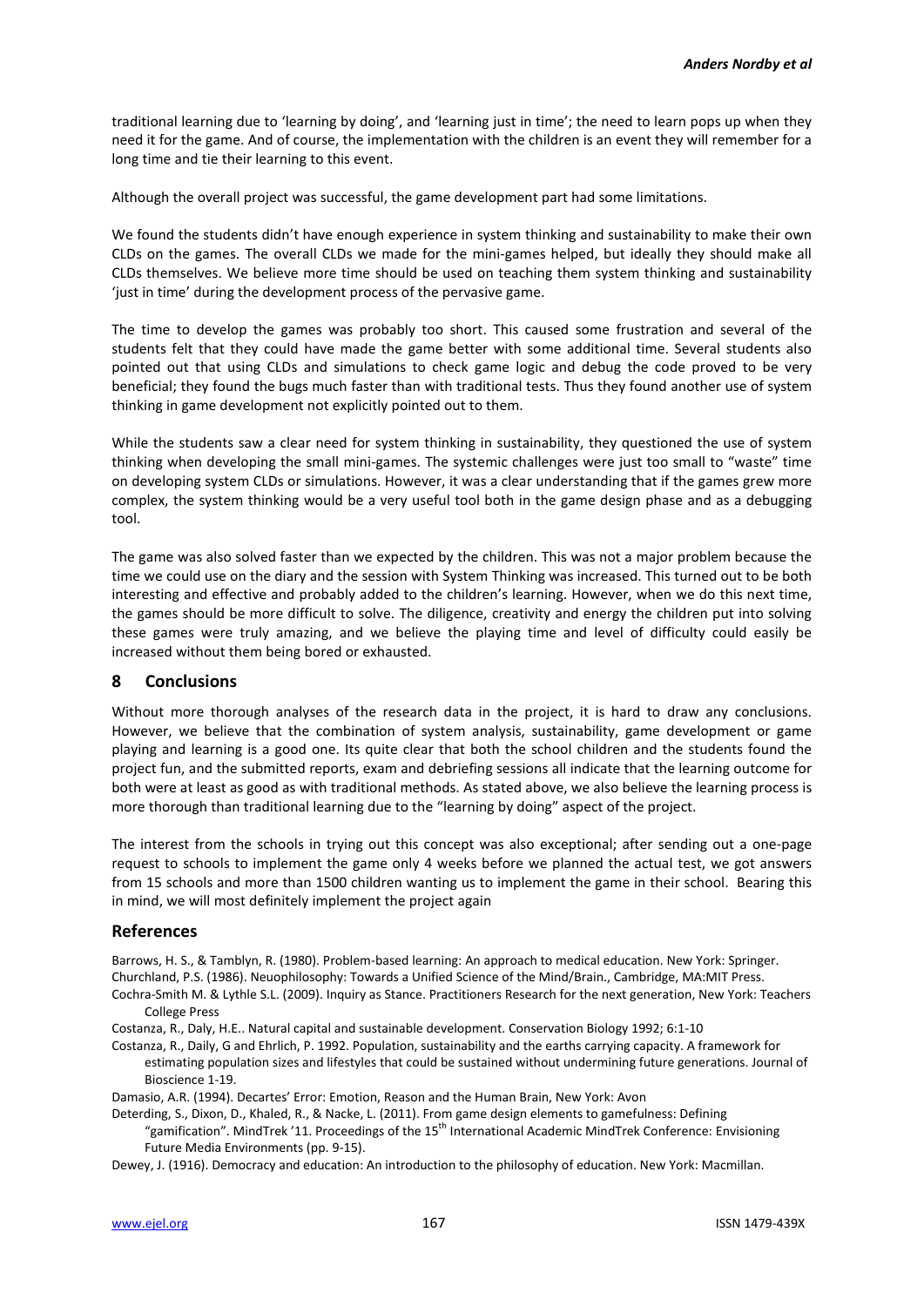traditional learning due to 'learning by doing', and 'learning just in time'; the need to learn pops up when they need it for the game. And of course, the implementation with the children is an event they will remember for a long time and tie their learning to this event.

Although the overall project was successful, the game development part had some limitations.

We found the students didn't have enough experience in system thinking and sustainability to make their own CLDs on the games. The overall CLDs we made for the mini-games helped, but ideally they should make all CLDs themselves. We believe more time should be used on teaching them system thinking and sustainability 'just in time' during the development process of the pervasive game.

The time to develop the games was probably too short. This caused some frustration and several of the students felt that they could have made the game better with some additional time. Several students also pointed out that using CLDs and simulations to check game logic and debug the code proved to be very beneficial; they found the bugs much faster than with traditional tests. Thus they found another use of system thinking in game development not explicitly pointed out to them.

While the students saw a clear need for system thinking in sustainability, they questioned the use of system thinking when developing the small mini-games. The systemic challenges were just too small to "waste" time on developing system CLDs or simulations. However, it was a clear understanding that if the games grew more complex, the system thinking would be a very useful tool both in the game design phase and as a debugging tool.

The game was also solved faster than we expected by the children. This was not a major problem because the time we could use on the diary and the session with System Thinking was increased. This turned out to be both interesting and effective and probably added to the children's learning. However, when we do this next time, the games should be more difficult to solve. The diligence, creativity and energy the children put into solving these games were truly amazing, and we believe the playing time and level of difficulty could easily be increased without them being bored or exhausted.

## 8 Conclusions

Without more thorough analyses of the research data in the project, it is hard to draw any conclusions. However, we believe that the combination of system analysis, sustainability, game development or game playing and learning is a good one. Its quite clear that both the school children and the students found the project fun, and the submitted reports, exam and debriefing sessions all indicate that the learning outcome for both were at least as good as with traditional methods. As stated above, we also believe the learning process is more thorough than traditional learning due to the "learning by doing" aspect of the project.

The interest from the schools in trying out this concept was also exceptional; after sending out a one-page request to schools to implement the game only 4 weeks before we planned the actual test, we got answers from 15 schools and more than 1500 children wanting us to implement the game in their school. Bearing this in mind, we will most definitely implement the project again

## References

Barrows, H. S., & Tamblyn, R. (1980). Problem-based learning: An approach to medical education. New York: Springer.

Churchland, P.S. (1986). Neuophilosophy: Towards a Unified Science of the Mind/Brain., Cambridge, MA:MIT Press.

Cochra-Smith M. & Lythle S.L. (2009). Inquiry as Stance. Practitioners Research for the next generation, New York: Teachers College Press

Costanza, R., Daly, H.E.. Natural capital and sustainable development. Conservation Biology 1992; 6:1-10

Costanza, R., Daily, G and Ehrlich, P. 1992. Population, sustainability and the earths carrying capacity. A framework for estimating population sizes and lifestyles that could be sustained without undermining future generations. Journal of Bioscience 1-19.

Damasio, A.R. (1994). Decartes' Error: Emotion, Reason and the Human Brain, New York: Avon

Deterding, S., Dixon, D., Khaled, R., & Nacke, L. (2011). From game design elements to gamefulness: Defining "gamification". MindTrek '11. Proceedings of the 15th International Academic MindTrek Conference: Envisioning Future Media Environments (pp. 9-15).

Dewey, J. (1916). Democracy and education: An introduction to the philosophy of education. New York: Macmillan.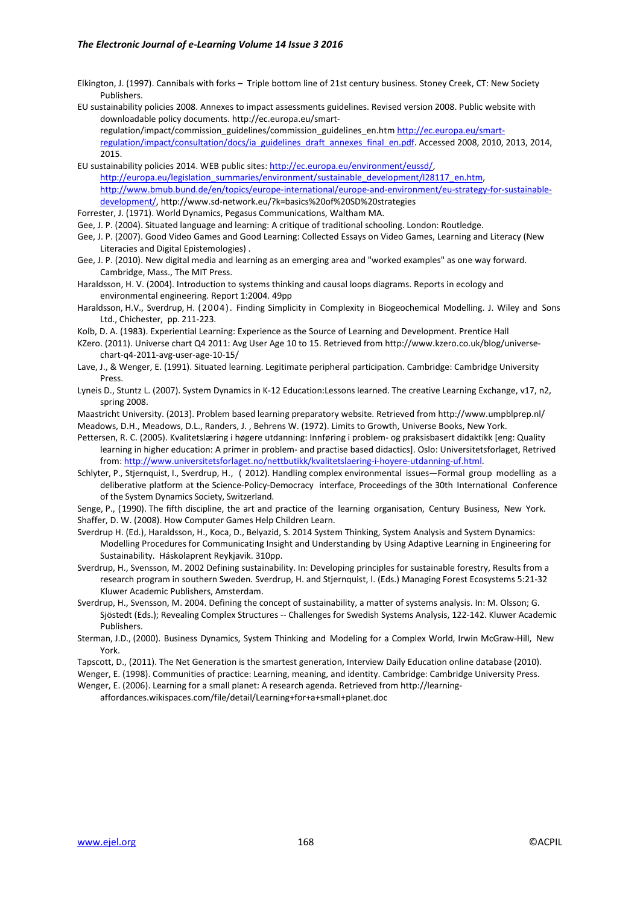Elkington, J. (1997). Cannibals with forks – Triple bottom line of 21st century business. Stoney Creek, CT: New Society Publishers.

EU sustainability policies 2008. Annexes to impact assessments guidelines. Revised version 2008. Public website with downloadable policy documents. http://ec.europa.eu/smart-regulation/impact/commission_guidelines/commission_guidelines_en.htm http://ec.europa.eu/smart-regulation/impact/consultation/docs/ia_guidelines_draft_annexes_final_en.pdf. Accessed 2008, 2010, 2013, 2014, 2015.

EU sustainability policies 2014. WEB public sites: http://ec.europa.eu/environment/eussd/, http://europa.eu/legislation_summaries/environment/sustainable_development/l28117_en.htm, http://www.bmub.bund.de/en/topics/europe-international/europe-and-environment/eu-strategy-for-sustainable-development/, http://www.sd-network.eu/?k=basics%20of%20SD%20strategies

Forrester, J. (1971). World Dynamics, Pegasus Communications, Waltham MA.

Gee, J. P. (2004). Situated language and learning: A critique of traditional schooling. London: Routledge.

Gee, J. P. (2007). Good Video Games and Good Learning: Collected Essays on Video Games, Learning and Literacy (New Literacies and Digital Epistemologies) .

Gee, J. P. (2010). New digital media and learning as an emerging area and "worked examples" as one way forward. Cambridge, Mass., The MIT Press.

Haraldsson, H. V. (2004). Introduction to systems thinking and causal loops diagrams. Reports in ecology and environmental engineering. Report 1:2004. 49pp

Haraldsson, H.V., Sverdrup, H. (2004). Finding Simplicity in Complexity in Biogeochemical Modelling. J. Wiley and Sons Ltd., Chichester, pp. 211-223.

Kolb, D. A. (1983). Experiential Learning: Experience as the Source of Learning and Development. Prentice Hall

KZero. (2011). Universe chart Q4 2011: Avg User Age 10 to 15. Retrieved from http://www.kzero.co.uk/blog/universe-chart-q4-2011-avg-user-age-10-15/

Lave, J., & Wenger, E. (1991). Situated learning. Legitimate peripheral participation. Cambridge: Cambridge University Press.

Lyneis D., Stuntz L. (2007). System Dynamics in K-12 Education:Lessons learned. The creative Learning Exchange, v17, n2, spring 2008.

Maastricht University. (2013). Problem based learning preparatory website. Retrieved from http://www.umpblprep.nl/

Meadows, D.H., Meadows, D.L., Randers, J. , Behrens W. (1972). Limits to Growth, Universe Books, New York.

Pettersen, R. C. (2005). Kvalitetslæring i høgere utdanning: Innføring i problem- og praksisbasert didaktikk [eng: Quality learning in higher education: A primer in problem- and practise based didactics]. Oslo: Universitetsforlaget, Retrived from: http://www.universitetsforlaget.no/nettbutikk/kvalitetslaering-i-hoyere-utdanning-uf.html.

Schlyter, P., Stjernquist, I., Sverdrup, H., ( 2012). Handling complex environmental issues—Formal group modelling as a deliberative platform at the Science-Policy-Democracy interface, Proceedings of the 30th International Conference of the System Dynamics Society, Switzerland.

Senge, P., (1990). The fifth discipline, the art and practice of the learning organisation, Century Business, New York.

Shaffer, D. W. (2008). How Computer Games Help Children Learn.

Sverdrup H. (Ed.), Haraldsson, H., Koca, D., Belyazid, S. 2014 System Thinking, System Analysis and System Dynamics: Modelling Procedures for Communicating Insight and Understanding by Using Adaptive Learning in Engineering for Sustainability. Háskolaprent Reykjavik. 310pp.

Sverdrup, H., Svensson, M. 2002 Defining sustainability. In: Developing principles for sustainable forestry, Results from a research program in southern Sweden. Sverdrup, H. and Stjernquist, I. (Eds.) Managing Forest Ecosystems 5:21-32 Kluwer Academic Publishers, Amsterdam.

Sverdrup, H., Svensson, M. 2004. Defining the concept of sustainability, a matter of systems analysis. In: M. Olsson; G. Sjöstedt (Eds.); Revealing Complex Structures -- Challenges for Swedish Systems Analysis, 122-142. Kluwer Academic Publishers.

Sterman, J.D., (2000). Business Dynamics, System Thinking and Modeling for a Complex World, Irwin McGraw-Hill, New York.

Tapscott, D., (2011). The Net Generation is the smartest generation, Interview Daily Education online database (2010).

Wenger, E. (1998). Communities of practice: Learning, meaning, and identity. Cambridge: Cambridge University Press.

Wenger, E. (2006). Learning for a small planet: A research agenda. Retrieved from http://learning-affordances.wikispaces.com/file/detail/Learning+for+a+small+planet.doc